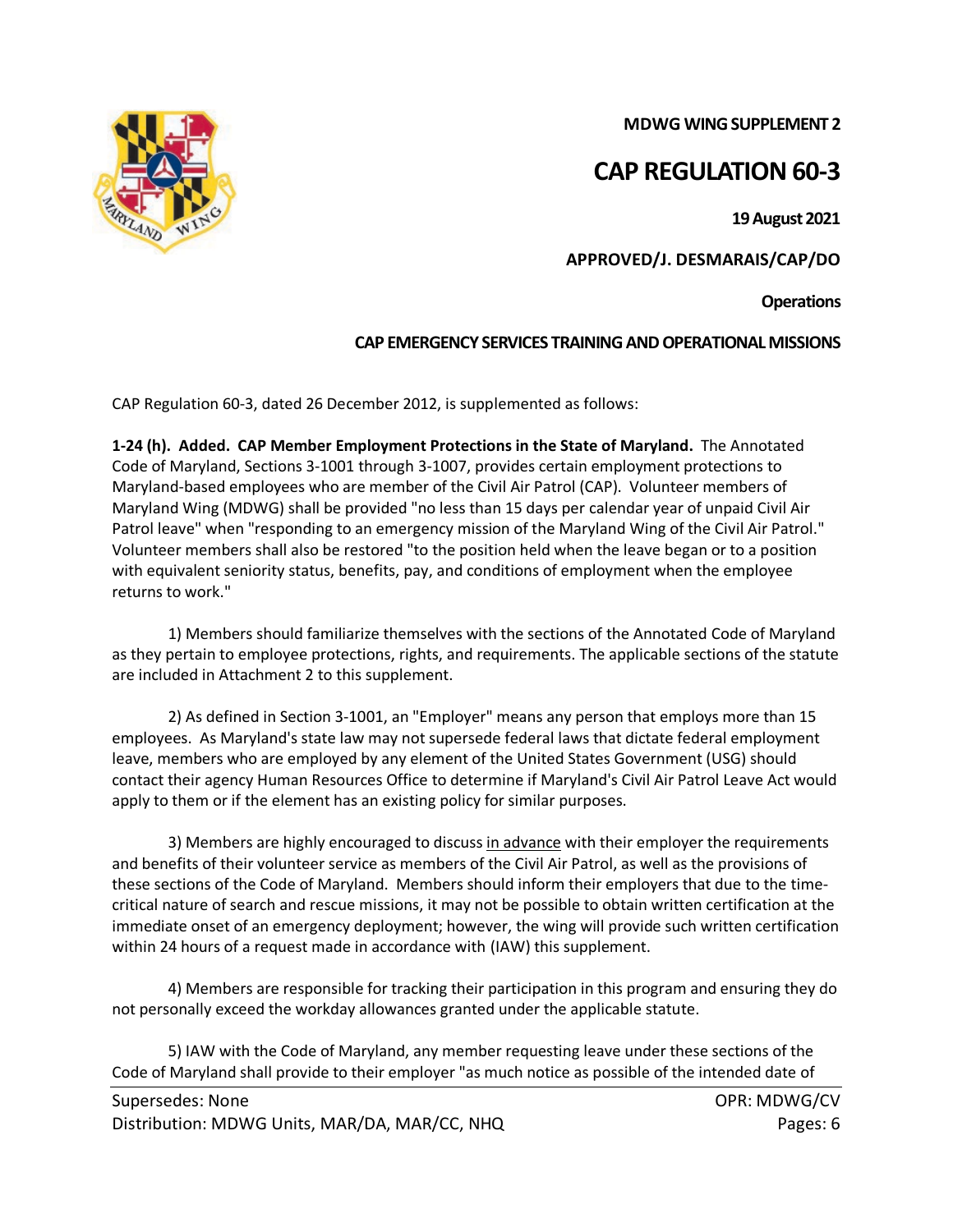**MDWG WING SUPPLEMENT 2**

# CAP REGULATION 60-3

**19 August 2021**

**APPROVED/J. DESMARAIS/CAP/DO**

**Operations**

**CAP EMERGENCY SERVICES TRAINING AND OPERATIONAL MISSIONS**

CAP Regulation 60-3, dated 26 December 2012, is supplemented as follows:

**1-24 (h). Added. CAP Member Employment Protections in the State of Maryland.** The Annotated Code of Maryland, Sections 3-1001 through 3-1007, provides certain employment protections to Maryland-based employees who are member of the Civil Air Patrol (CAP). Volunteer members of Maryland Wing (MDWG) shall be provided "no less than 15 days per calendar year of unpaid Civil Air Patrol leave" when "responding to an emergency mission of the Maryland Wing of the Civil Air Patrol." Volunteer members shall also be restored "to the position held when the leave began or to a position with equivalent seniority status, benefits, pay, and conditions of employment when the employee returns to work."

1) Members should familiarize themselves with the sections of the Annotated Code of Maryland as they pertain to employee protections, rights, and requirements. The applicable sections of the statute are included in Attachment 2 to this supplement.

2) As defined in Section 3-1001, an "Employer" means any person that employs more than 15 employees. As Maryland's state law may not supersede federal laws that dictate federal employment leave, members who are employed by any element of the United States Government (USG) should contact their agency Human Resources Office to determine if Maryland's Civil Air Patrol Leave Act would apply to them or if the element has an existing policy for similar purposes.

3) Members are highly encouraged to discuss <u>in advance</u> with their employer the requirements and benefits of their volunteer service as members of the Civil Air Patrol, as well as the provisions of these sections of the Code of Maryland. Members should inform their employers that due to the time-critical nature of search and rescue missions, it may not be possible to obtain written certification at the immediate onset of an emergency deployment; however, the wing will provide such written certification within 24 hours of a request made in accordance with (IAW) this supplement.

4) Members are responsible for tracking their participation in this program and ensuring they do not personally exceed the workday allowances granted under the applicable statute.

5) IAW with the Code of Maryland, any member requesting leave under these sections of the Code of Maryland shall provide to their employer "as much notice as possible of the intended date of

Supersedes: None | OPR: MDWG/CV
Distribution: MDWG Units, MAR/DA, MAR/CC, NHQ | Pages: 6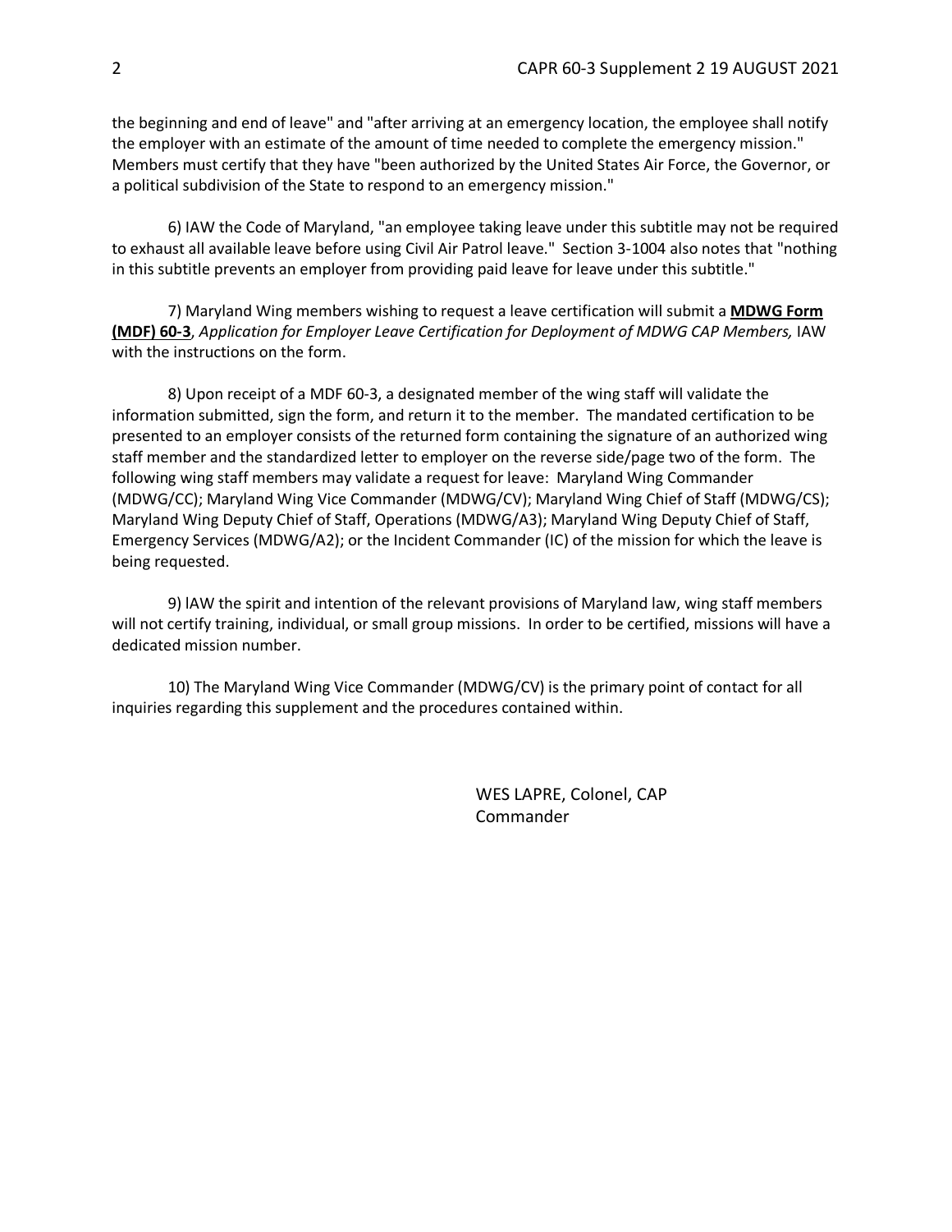the beginning and end of leave" and "after arriving at an emergency location, the employee shall notify the employer with an estimate of the amount of time needed to complete the emergency mission." Members must certify that they have "been authorized by the United States Air Force, the Governor, or a political subdivision of the State to respond to an emergency mission."

6) IAW the Code of Maryland, "an employee taking leave under this subtitle may not be required to exhaust all available leave before using Civil Air Patrol leave." Section 3-1004 also notes that "nothing in this subtitle prevents an employer from providing paid leave for leave under this subtitle."

7) Maryland Wing members wishing to request a leave certification will submit a **MDWG Form (MDF) 60-3**, *Application for Employer Leave Certification for Deployment of MDWG CAP Members,* IAW with the instructions on the form.

8) Upon receipt of a MDF 60-3, a designated member of the wing staff will validate the information submitted, sign the form, and return it to the member. The mandated certification to be presented to an employer consists of the returned form containing the signature of an authorized wing staff member and the standardized letter to employer on the reverse side/page two of the form. The following wing staff members may validate a request for leave: Maryland Wing Commander (MDWG/CC); Maryland Wing Vice Commander (MDWG/CV); Maryland Wing Chief of Staff (MDWG/CS); Maryland Wing Deputy Chief of Staff, Operations (MDWG/A3); Maryland Wing Deputy Chief of Staff, Emergency Services (MDWG/A2); or the Incident Commander (IC) of the mission for which the leave is being requested.

9) lAW the spirit and intention of the relevant provisions of Maryland law, wing staff members will not certify training, individual, or small group missions. In order to be certified, missions will have a dedicated mission number.

10) The Maryland Wing Vice Commander (MDWG/CV) is the primary point of contact for all inquiries regarding this supplement and the procedures contained within.

WES LAPRE, Colonel, CAP
Commander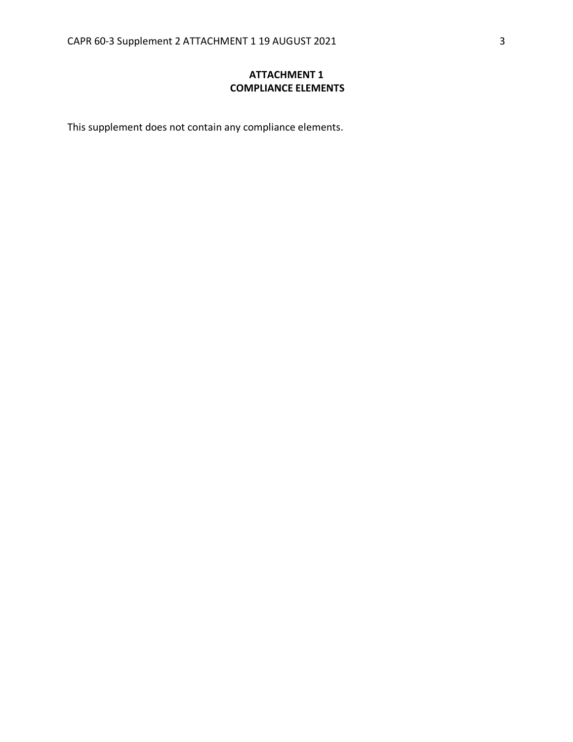## ATTACHMENT 1
## COMPLIANCE ELEMENTS

This supplement does not contain any compliance elements.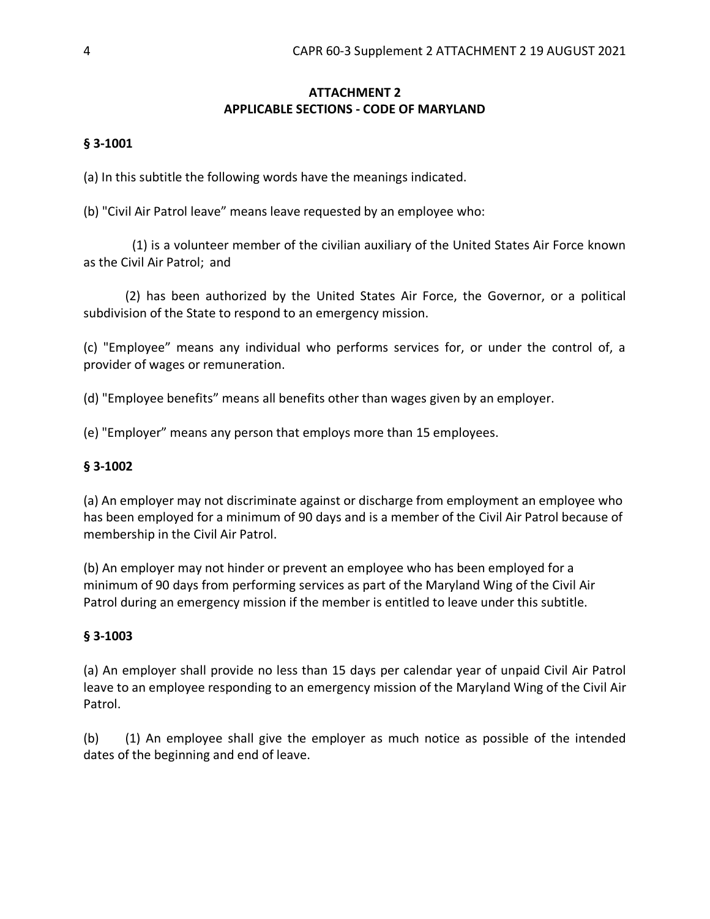## ATTACHMENT 2
## APPLICABLE SECTIONS - CODE OF MARYLAND

**§ 3-1001**

(a) In this subtitle the following words have the meanings indicated.

(b) "Civil Air Patrol leave" means leave requested by an employee who:

(1) is a volunteer member of the civilian auxiliary of the United States Air Force known as the Civil Air Patrol; and

(2) has been authorized by the United States Air Force, the Governor, or a political subdivision of the State to respond to an emergency mission.

(c) "Employee" means any individual who performs services for, or under the control of, a provider of wages or remuneration.

(d) "Employee benefits" means all benefits other than wages given by an employer.

(e) "Employer" means any person that employs more than 15 employees.

**§ 3-1002**

(a) An employer may not discriminate against or discharge from employment an employee who has been employed for a minimum of 90 days and is a member of the Civil Air Patrol because of membership in the Civil Air Patrol.

(b) An employer may not hinder or prevent an employee who has been employed for a minimum of 90 days from performing services as part of the Maryland Wing of the Civil Air Patrol during an emergency mission if the member is entitled to leave under this subtitle.

**§ 3-1003**

(a) An employer shall provide no less than 15 days per calendar year of unpaid Civil Air Patrol leave to an employee responding to an emergency mission of the Maryland Wing of the Civil Air Patrol.

(b) (1) An employee shall give the employer as much notice as possible of the intended dates of the beginning and end of leave.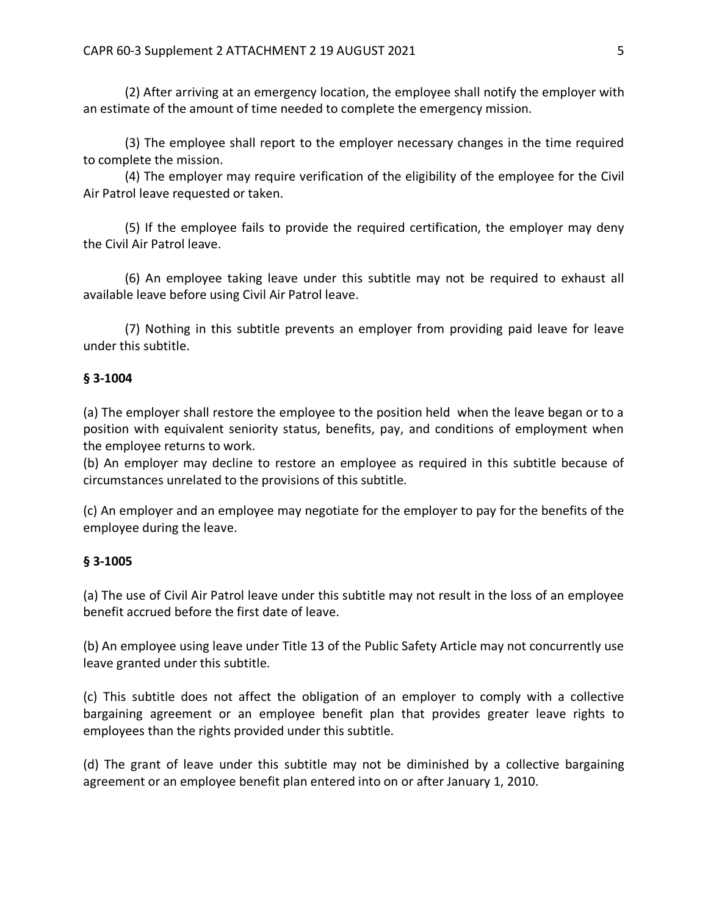(2) After arriving at an emergency location, the employee shall notify the employer with an estimate of the amount of time needed to complete the emergency mission.

(3) The employee shall report to the employer necessary changes in the time required to complete the mission.

(4) The employer may require verification of the eligibility of the employee for the Civil Air Patrol leave requested or taken.

(5) If the employee fails to provide the required certification, the employer may deny the Civil Air Patrol leave.

(6) An employee taking leave under this subtitle may not be required to exhaust all available leave before using Civil Air Patrol leave.

(7) Nothing in this subtitle prevents an employer from providing paid leave for leave under this subtitle.

**§ 3-1004**

(a) The employer shall restore the employee to the position held when the leave began or to a position with equivalent seniority status, benefits, pay, and conditions of employment when the employee returns to work.

(b) An employer may decline to restore an employee as required in this subtitle because of circumstances unrelated to the provisions of this subtitle.

(c) An employer and an employee may negotiate for the employer to pay for the benefits of the employee during the leave.

**§ 3-1005**

(a) The use of Civil Air Patrol leave under this subtitle may not result in the loss of an employee benefit accrued before the first date of leave.

(b) An employee using leave under Title 13 of the Public Safety Article may not concurrently use leave granted under this subtitle.

(c) This subtitle does not affect the obligation of an employer to comply with a collective bargaining agreement or an employee benefit plan that provides greater leave rights to employees than the rights provided under this subtitle.

(d) The grant of leave under this subtitle may not be diminished by a collective bargaining agreement or an employee benefit plan entered into on or after January 1, 2010.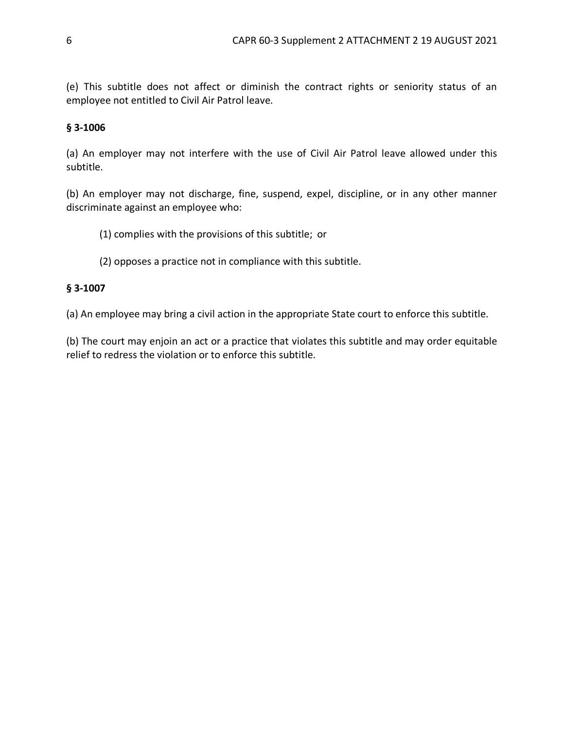(e) This subtitle does not affect or diminish the contract rights or seniority status of an employee not entitled to Civil Air Patrol leave.

**§ 3-1006**

(a) An employer may not interfere with the use of Civil Air Patrol leave allowed under this subtitle.

(b) An employer may not discharge, fine, suspend, expel, discipline, or in any other manner discriminate against an employee who:

(1) complies with the provisions of this subtitle; or

(2) opposes a practice not in compliance with this subtitle.

**§ 3-1007**

(a) An employee may bring a civil action in the appropriate State court to enforce this subtitle.

(b) The court may enjoin an act or a practice that violates this subtitle and may order equitable relief to redress the violation or to enforce this subtitle.